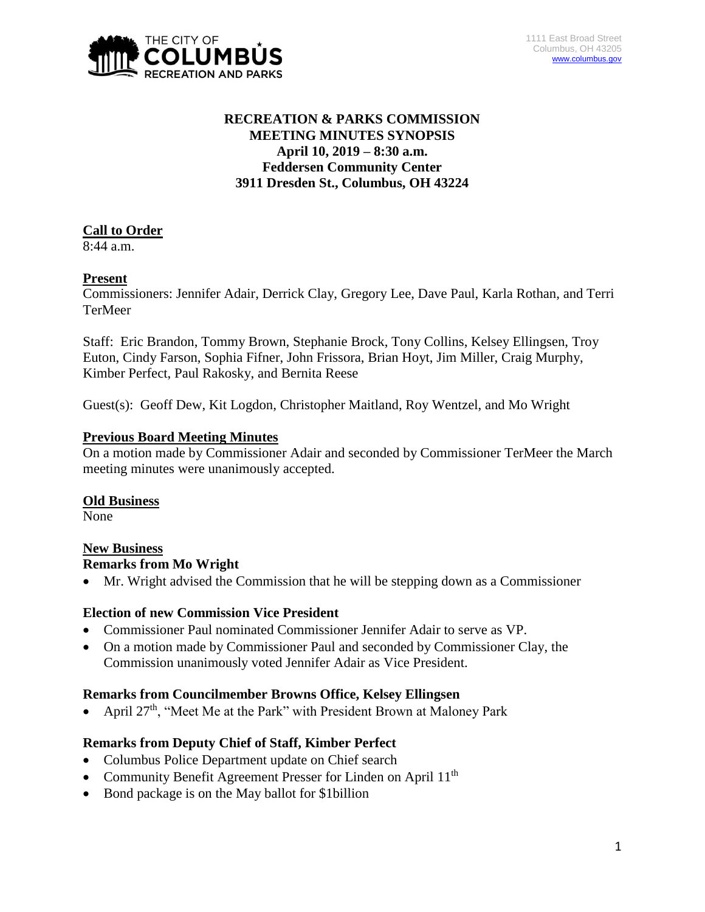# RECREATION & PARKS COMMISSION
## MEETING MINUTES SYNOPSIS
**April 10, 2019 – 8:30 a.m.**
**Feddersen Community Center**
**3911 Dresden St., Columbus, OH 43224**

**Call to Order**

8:44 a.m.

**Present**

Commissioners: Jennifer Adair, Derrick Clay, Gregory Lee, Dave Paul, Karla Rothan, and Terri TerMeer

Staff: Eric Brandon, Tommy Brown, Stephanie Brock, Tony Collins, Kelsey Ellingsen, Troy Euton, Cindy Farson, Sophia Fifner, John Frissora, Brian Hoyt, Jim Miller, Craig Murphy, Kimber Perfect, Paul Rakosky, and Bernita Reese

Guest(s): Geoff Dew, Kit Logdon, Christopher Maitland, Roy Wentzel, and Mo Wright

**Previous Board Meeting Minutes**

On a motion made by Commissioner Adair and seconded by Commissioner TerMeer the March meeting minutes were unanimously accepted.

**Old Business**

None

**New Business**

**Remarks from Mo Wright**

- Mr. Wright advised the Commission that he will be stepping down as a Commissioner

**Election of new Commission Vice President**

- Commissioner Paul nominated Commissioner Jennifer Adair to serve as VP.
- On a motion made by Commissioner Paul and seconded by Commissioner Clay, the Commission unanimously voted Jennifer Adair as Vice President.

**Remarks from Councilmember Browns Office, Kelsey Ellingsen**

- April 27th, "Meet Me at the Park" with President Brown at Maloney Park

**Remarks from Deputy Chief of Staff, Kimber Perfect**

- Columbus Police Department update on Chief search
- Community Benefit Agreement Presser for Linden on April 11th
- Bond package is on the May ballot for $1billion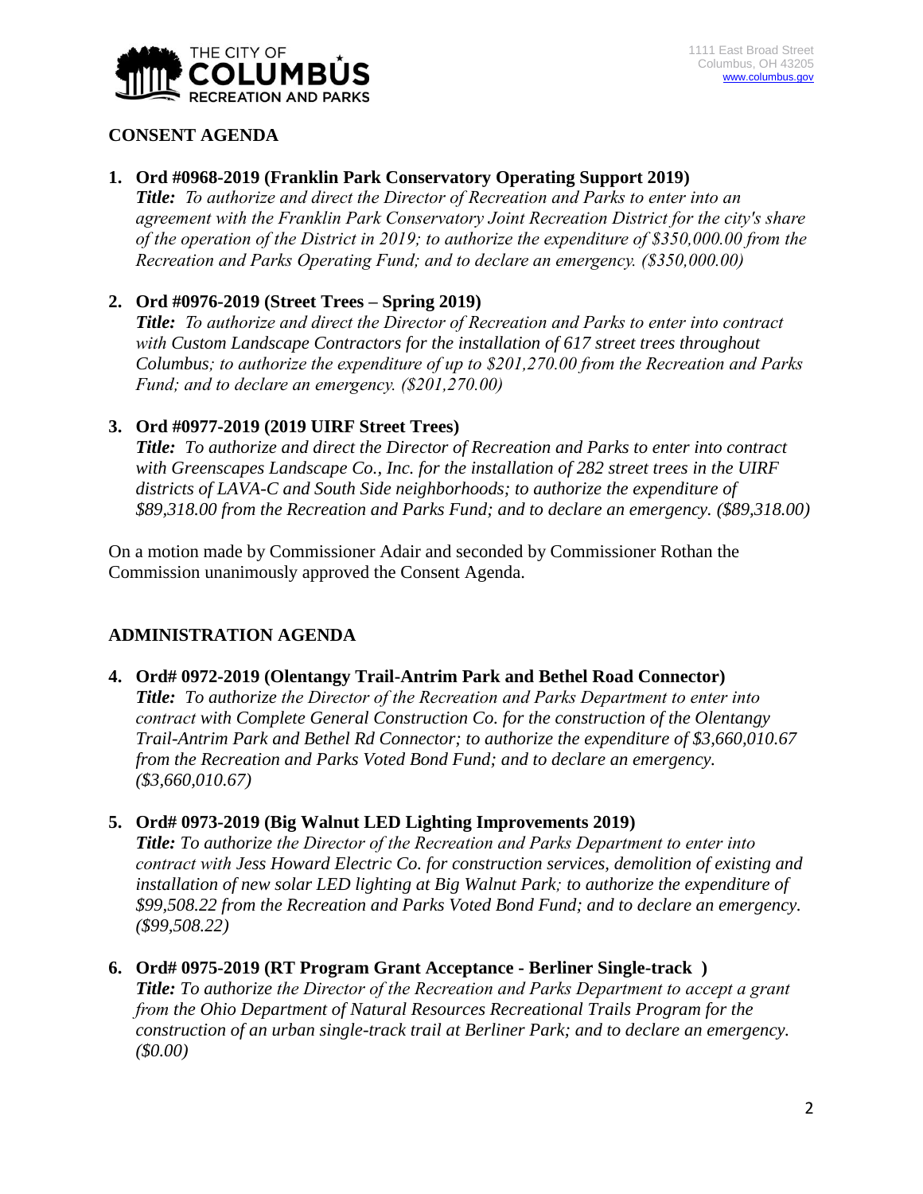## CONSENT AGENDA

1. **Ord #0968-2019 (Franklin Park Conservatory Operating Support 2019)**
   ***Title:*** *To authorize and direct the Director of Recreation and Parks to enter into an agreement with the Franklin Park Conservatory Joint Recreation District for the city's share of the operation of the District in 2019; to authorize the expenditure of $350,000.00 from the Recreation and Parks Operating Fund; and to declare an emergency. ($350,000.00)*

2. **Ord #0976-2019 (Street Trees – Spring 2019)**
   ***Title:*** *To authorize and direct the Director of Recreation and Parks to enter into contract with Custom Landscape Contractors for the installation of 617 street trees throughout Columbus; to authorize the expenditure of up to $201,270.00 from the Recreation and Parks Fund; and to declare an emergency. ($201,270.00)*

3. **Ord #0977-2019 (2019 UIRF Street Trees)**
   ***Title:*** *To authorize and direct the Director of Recreation and Parks to enter into contract with Greenscapes Landscape Co., Inc. for the installation of 282 street trees in the UIRF districts of LAVA-C and South Side neighborhoods; to authorize the expenditure of $89,318.00 from the Recreation and Parks Fund; and to declare an emergency. ($89,318.00)*

On a motion made by Commissioner Adair and seconded by Commissioner Rothan the Commission unanimously approved the Consent Agenda.

## ADMINISTRATION AGENDA

4. **Ord# 0972-2019 (Olentangy Trail-Antrim Park and Bethel Road Connector)**
   ***Title:*** *To authorize the Director of the Recreation and Parks Department to enter into contract with Complete General Construction Co. for the construction of the Olentangy Trail-Antrim Park and Bethel Rd Connector; to authorize the expenditure of $3,660,010.67 from the Recreation and Parks Voted Bond Fund; and to declare an emergency. ($3,660,010.67)*

5. **Ord# 0973-2019 (Big Walnut LED Lighting Improvements 2019)**
   ***Title:*** *To authorize the Director of the Recreation and Parks Department to enter into contract with Jess Howard Electric Co. for construction services, demolition of existing and installation of new solar LED lighting at Big Walnut Park; to authorize the expenditure of $99,508.22 from the Recreation and Parks Voted Bond Fund; and to declare an emergency. ($99,508.22)*

6. **Ord# 0975-2019 (RT Program Grant Acceptance - Berliner Single-track )**
   ***Title:*** *To authorize the Director of the Recreation and Parks Department to accept a grant from the Ohio Department of Natural Resources Recreational Trails Program for the construction of an urban single-track trail at Berliner Park; and to declare an emergency. ($0.00)*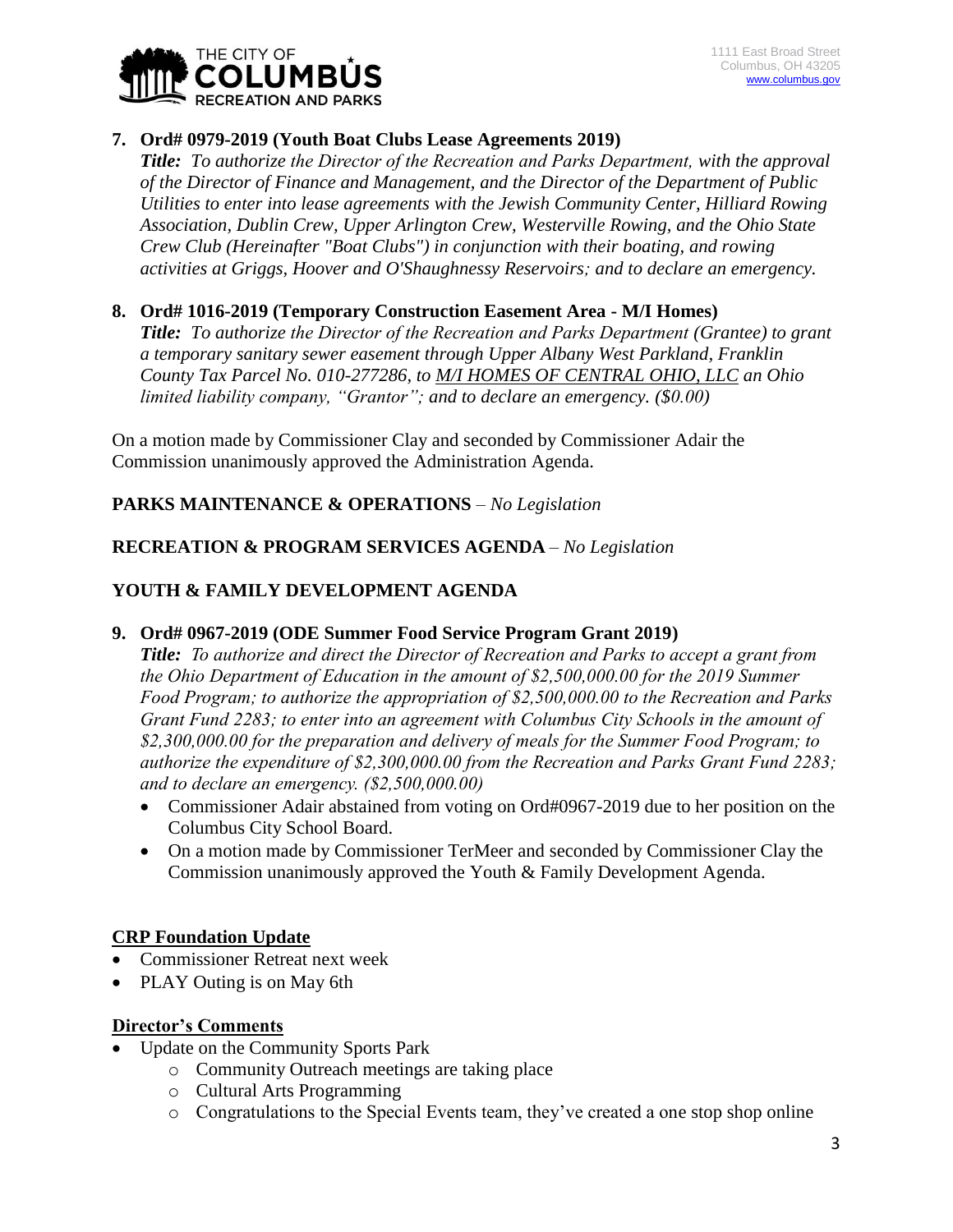7. **Ord# 0979-2019 (Youth Boat Clubs Lease Agreements 2019)**
   ***Title:*** *To authorize the Director of the Recreation and Parks Department, with the approval of the Director of Finance and Management, and the Director of the Department of Public Utilities to enter into lease agreements with the Jewish Community Center, Hilliard Rowing Association, Dublin Crew, Upper Arlington Crew, Westerville Rowing, and the Ohio State Crew Club (Hereinafter "Boat Clubs") in conjunction with their boating, and rowing activities at Griggs, Hoover and O'Shaughnessy Reservoirs; and to declare an emergency.*

8. **Ord# 1016-2019 (Temporary Construction Easement Area - M/I Homes)**
   ***Title:*** *To authorize the Director of the Recreation and Parks Department (Grantee) to grant a temporary sanitary sewer easement through Upper Albany West Parkland, Franklin County Tax Parcel No. 010-277286, to M/I HOMES OF CENTRAL OHIO, LLC an Ohio limited liability company, "Grantor"; and to declare an emergency. ($0.00)*

On a motion made by Commissioner Clay and seconded by Commissioner Adair the Commission unanimously approved the Administration Agenda.

**PARKS MAINTENANCE & OPERATIONS** – *No Legislation*

**RECREATION & PROGRAM SERVICES AGENDA** – *No Legislation*

**YOUTH & FAMILY DEVELOPMENT AGENDA**

9. **Ord# 0967-2019 (ODE Summer Food Service Program Grant 2019)**
   ***Title:*** *To authorize and direct the Director of Recreation and Parks to accept a grant from the Ohio Department of Education in the amount of $2,500,000.00 for the 2019 Summer Food Program; to authorize the appropriation of $2,500,000.00 to the Recreation and Parks Grant Fund 2283; to enter into an agreement with Columbus City Schools in the amount of $2,300,000.00 for the preparation and delivery of meals for the Summer Food Program; to authorize the expenditure of $2,300,000.00 from the Recreation and Parks Grant Fund 2283; and to declare an emergency. ($2,500,000.00)*
   - Commissioner Adair abstained from voting on Ord#0967-2019 due to her position on the Columbus City School Board.
   - On a motion made by Commissioner TerMeer and seconded by Commissioner Clay the Commission unanimously approved the Youth & Family Development Agenda.

**CRP Foundation Update**

- Commissioner Retreat next week
- PLAY Outing is on May 6th

**Director's Comments**

- Update on the Community Sports Park
  - Community Outreach meetings are taking place
  - Cultural Arts Programming
  - Congratulations to the Special Events team, they've created a one stop shop online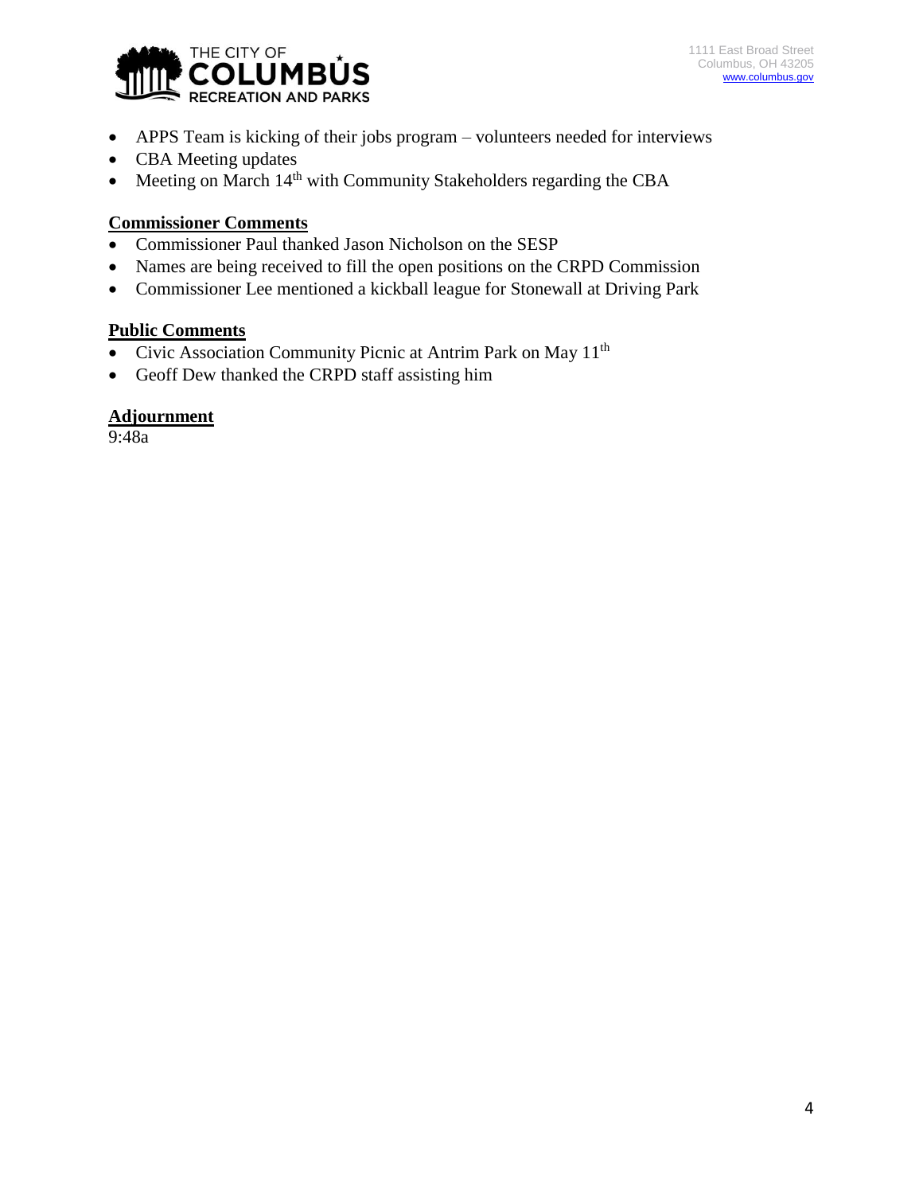- APPS Team is kicking of their jobs program – volunteers needed for interviews
- CBA Meeting updates
- Meeting on March 14th with Community Stakeholders regarding the CBA

## Commissioner Comments

- Commissioner Paul thanked Jason Nicholson on the SESP
- Names are being received to fill the open positions on the CRPD Commission
- Commissioner Lee mentioned a kickball league for Stonewall at Driving Park

## Public Comments

- Civic Association Community Picnic at Antrim Park on May 11th
- Geoff Dew thanked the CRPD staff assisting him

## Adjournment

9:48a